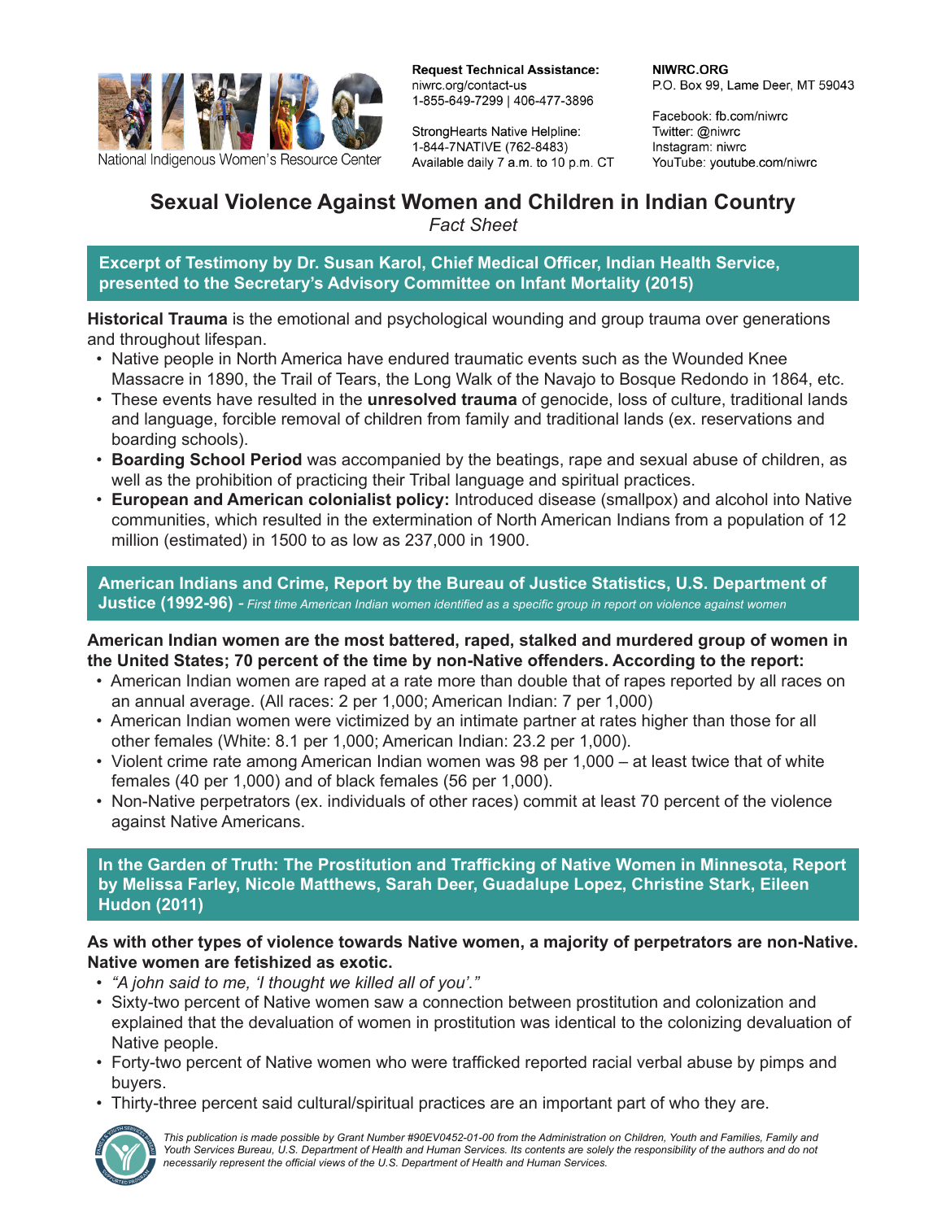National Indigenous Women's Resource Center

**Request Technical Assistance:**
niwrc.org/contact-us
1-855-649-7299 | 406-477-3896

StrongHearts Native Helpline:
1-844-7NATIVE (762-8483)
Available daily 7 a.m. to 10 p.m. CT

**NIWRC.ORG**
P.O. Box 99, Lame Deer, MT 59043

Facebook: fb.com/niwrc
Twitter: @niwrc
Instagram: niwrc
YouTube: youtube.com/niwrc

# Sexual Violence Against Women and Children in Indian Country

*Fact Sheet*

## Excerpt of Testimony by Dr. Susan Karol, Chief Medical Officer, Indian Health Service, presented to the Secretary's Advisory Committee on Infant Mortality (2015)

**Historical Trauma** is the emotional and psychological wounding and group trauma over generations and throughout lifespan.

- Native people in North America have endured traumatic events such as the Wounded Knee Massacre in 1890, the Trail of Tears, the Long Walk of the Navajo to Bosque Redondo in 1864, etc.
- These events have resulted in the **unresolved trauma** of genocide, loss of culture, traditional lands and language, forcible removal of children from family and traditional lands (ex. reservations and boarding schools).
- **Boarding School Period** was accompanied by the beatings, rape and sexual abuse of children, as well as the prohibition of practicing their Tribal language and spiritual practices.
- **European and American colonialist policy:** Introduced disease (smallpox) and alcohol into Native communities, which resulted in the extermination of North American Indians from a population of 12 million (estimated) in 1500 to as low as 237,000 in 1900.

## American Indians and Crime, Report by the Bureau of Justice Statistics, U.S. Department of Justice (1992-96) - *First time American Indian women identified as a specific group in report on violence against women*

**American Indian women are the most battered, raped, stalked and murdered group of women in the United States; 70 percent of the time by non-Native offenders. According to the report:**

- American Indian women are raped at a rate more than double that of rapes reported by all races on an annual average. (All races: 2 per 1,000; American Indian: 7 per 1,000)
- American Indian women were victimized by an intimate partner at rates higher than those for all other females (White: 8.1 per 1,000; American Indian: 23.2 per 1,000).
- Violent crime rate among American Indian women was 98 per 1,000 – at least twice that of white females (40 per 1,000) and of black females (56 per 1,000).
- Non-Native perpetrators (ex. individuals of other races) commit at least 70 percent of the violence against Native Americans.

## In the Garden of Truth: The Prostitution and Trafficking of Native Women in Minnesota, Report by Melissa Farley, Nicole Matthews, Sarah Deer, Guadalupe Lopez, Christine Stark, Eileen Hudon (2011)

**As with other types of violence towards Native women, a majority of perpetrators are non-Native. Native women are fetishized as exotic.**

- *"A john said to me, 'I thought we killed all of you'."*
- Sixty-two percent of Native women saw a connection between prostitution and colonization and explained that the devaluation of women in prostitution was identical to the colonizing devaluation of Native people.
- Forty-two percent of Native women who were trafficked reported racial verbal abuse by pimps and buyers.
- Thirty-three percent said cultural/spiritual practices are an important part of who they are.

*This publication is made possible by Grant Number #90EV0452-01-00 from the Administration on Children, Youth and Families, Family and Youth Services Bureau, U.S. Department of Health and Human Services. Its contents are solely the responsibility of the authors and do not necessarily represent the official views of the U.S. Department of Health and Human Services.*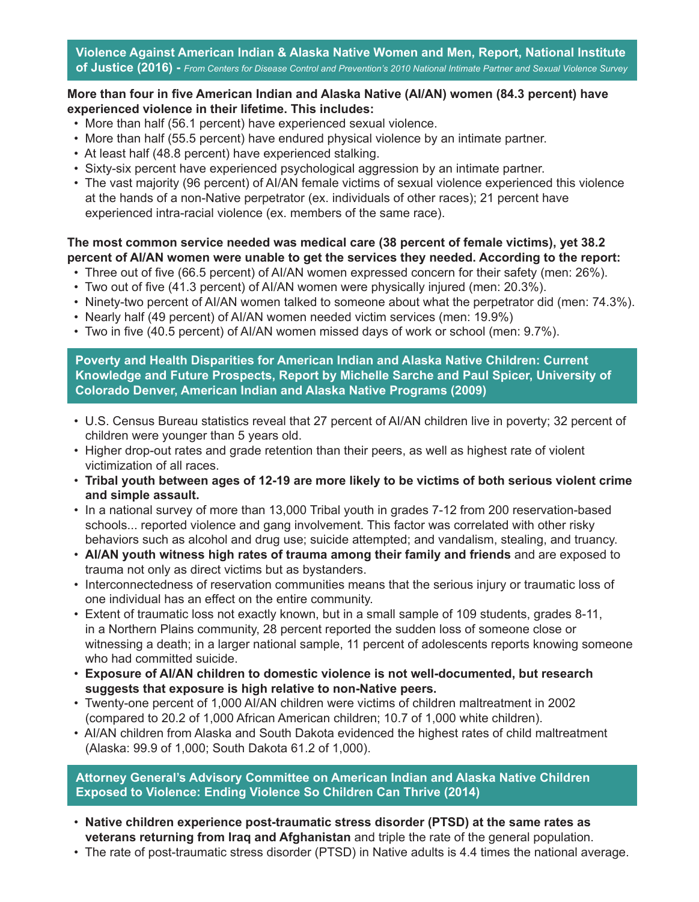## Violence Against American Indian & Alaska Native Women and Men, Report, National Institute of Justice (2016) - *From Centers for Disease Control and Prevention's 2010 National Intimate Partner and Sexual Violence Survey*

**More than four in five American Indian and Alaska Native (AI/AN) women (84.3 percent) have experienced violence in their lifetime. This includes:**

- More than half (56.1 percent) have experienced sexual violence.
- More than half (55.5 percent) have endured physical violence by an intimate partner.
- At least half (48.8 percent) have experienced stalking.
- Sixty-six percent have experienced psychological aggression by an intimate partner.
- The vast majority (96 percent) of AI/AN female victims of sexual violence experienced this violence at the hands of a non-Native perpetrator (ex. individuals of other races); 21 percent have experienced intra-racial violence (ex. members of the same race).

**The most common service needed was medical care (38 percent of female victims), yet 38.2 percent of AI/AN women were unable to get the services they needed. According to the report:**

- Three out of five (66.5 percent) of AI/AN women expressed concern for their safety (men: 26%).
- Two out of five (41.3 percent) of AI/AN women were physically injured (men: 20.3%).
- Ninety-two percent of AI/AN women talked to someone about what the perpetrator did (men: 74.3%).
- Nearly half (49 percent) of AI/AN women needed victim services (men: 19.9%)
- Two in five (40.5 percent) of AI/AN women missed days of work or school (men: 9.7%).

## Poverty and Health Disparities for American Indian and Alaska Native Children: Current Knowledge and Future Prospects, Report by Michelle Sarche and Paul Spicer, University of Colorado Denver, American Indian and Alaska Native Programs (2009)

- U.S. Census Bureau statistics reveal that 27 percent of AI/AN children live in poverty; 32 percent of children were younger than 5 years old.
- Higher drop-out rates and grade retention than their peers, as well as highest rate of violent victimization of all races.
- **Tribal youth between ages of 12-19 are more likely to be victims of both serious violent crime and simple assault.**
- In a national survey of more than 13,000 Tribal youth in grades 7-12 from 200 reservation-based schools... reported violence and gang involvement. This factor was correlated with other risky behaviors such as alcohol and drug use; suicide attempted; and vandalism, stealing, and truancy.
- **AI/AN youth witness high rates of trauma among their family and friends** and are exposed to trauma not only as direct victims but as bystanders.
- Interconnectedness of reservation communities means that the serious injury or traumatic loss of one individual has an effect on the entire community.
- Extent of traumatic loss not exactly known, but in a small sample of 109 students, grades 8-11, in a Northern Plains community, 28 percent reported the sudden loss of someone close or witnessing a death; in a larger national sample, 11 percent of adolescents reports knowing someone who had committed suicide.
- **Exposure of AI/AN children to domestic violence is not well-documented, but research suggests that exposure is high relative to non-Native peers.**
- Twenty-one percent of 1,000 AI/AN children were victims of children maltreatment in 2002 (compared to 20.2 of 1,000 African American children; 10.7 of 1,000 white children).
- AI/AN children from Alaska and South Dakota evidenced the highest rates of child maltreatment (Alaska: 99.9 of 1,000; South Dakota 61.2 of 1,000).

## Attorney General's Advisory Committee on American Indian and Alaska Native Children Exposed to Violence: Ending Violence So Children Can Thrive (2014)

- **Native children experience post-traumatic stress disorder (PTSD) at the same rates as veterans returning from Iraq and Afghanistan** and triple the rate of the general population.
- The rate of post-traumatic stress disorder (PTSD) in Native adults is 4.4 times the national average.